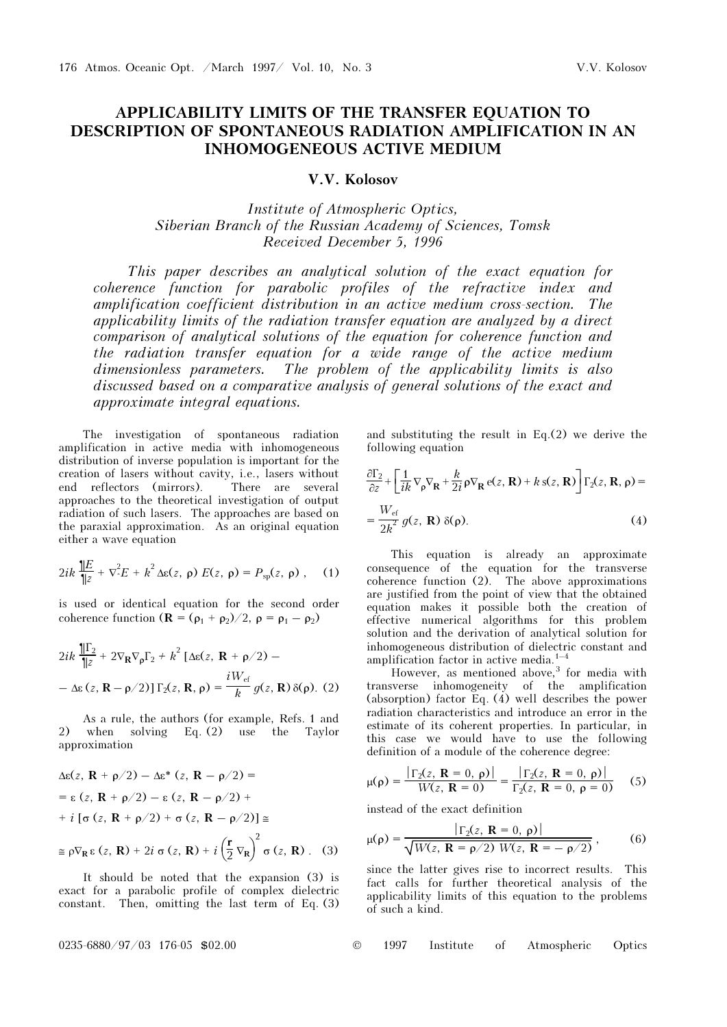# APPLICABILITY LIMITS OF THE TRANSFER EQUATION TO DESCRIPTION OF SPONTANEOUS RADIATION AMPLIFICATION IN AN INHOMOGENEOUS ACTIVE MEDIUM

**V.V. Kolosov**

*Institute of Atmospheric Optics,*
*Siberian Branch of the Russian Academy of Sciences, Tomsk*
*Received December 5, 1996*

*This paper describes an analytical solution of the exact equation for coherence function for parabolic profiles of the refractive index and amplification coefficient distribution in an active medium cross-section. The applicability limits of the radiation transfer equation are analyzed by a direct comparison of analytical solutions of the equation for coherence function and the radiation transfer equation for a wide range of the active medium dimensionless parameters. The problem of the applicability limits is also discussed based on a comparative analysis of general solutions of the exact and approximate integral equations.*

The investigation of spontaneous radiation amplification in active media with inhomogeneous distribution of inverse population is important for the creation of lasers without cavity, i.e., lasers without end reflectors (mirrors). There are several approaches to the theoretical investigation of output radiation of such lasers. The approaches are based on the paraxial approximation. As an original equation either a wave equation

$$2ik\frac{\partial E}{\partial z} + \nabla^2 E + k^2\,\Delta\varepsilon(z,\,\rho)\,E(z,\,\rho) = P_{\text{sp}}(z,\,\rho)\,, \qquad (1)$$

is used or identical equation for the second order coherence function ($\mathbf{R} = (\rho_1 + \rho_2)/2$, $\rho = \rho_1 - \rho_2$)

$$2ik\frac{\partial \Gamma_2}{\partial z} + 2\nabla_{\mathbf{R}}\nabla_{\rho}\Gamma_2 + k^2\,[\Delta\varepsilon(z,\,\mathbf{R}+\rho/2) -$$
$$-\,\Delta\varepsilon\,(z,\,\mathbf{R}-\rho/2)]\,\Gamma_2(z,\,\mathbf{R},\,\rho) = \frac{iW_{\text{ef}}}{k}\,g(z,\,\mathbf{R})\,\delta(\rho). \quad (2)$$

As a rule, the authors (for example, Refs. 1 and 2) when solving Eq. (2) use the Taylor approximation

$$\Delta\varepsilon(z,\,\mathbf{R}+\rho/2) - \Delta\varepsilon^*\,(z,\,\mathbf{R}-\rho/2) =$$
$$= \varepsilon\,(z,\,\mathbf{R}+\rho/2) - \varepsilon\,(z,\,\mathbf{R}-\rho/2) +$$
$$+\, i\,[\sigma\,(z,\,\mathbf{R}+\rho/2) + \sigma\,(z,\,\mathbf{R}-\rho/2)] \cong$$
$$\cong \rho\nabla_{\mathbf{R}}\,\varepsilon\,(z,\,\mathbf{R}) + 2i\,\sigma\,(z,\,\mathbf{R}) + i\left(\frac{\mathbf{r}}{2}\,\nabla_{\mathbf{R}}\right)^2\sigma\,(z,\,\mathbf{R})\,. \quad (3)$$

It should be noted that the expansion (3) is exact for a parabolic profile of complex dielectric constant. Then, omitting the last term of Eq. (3) and substituting the result in Eq. (2) we derive the following equation

$$\frac{\partial \Gamma_2}{\partial z} + \left[\frac{1}{ik}\,\nabla_{\rho}\nabla_{\mathbf{R}} + \frac{k}{2i}\,\rho\nabla_{\mathbf{R}}\,\text{e}(z,\,\mathbf{R}) + k\,\text{s}(z,\,\mathbf{R})\right]\Gamma_2(z,\,\mathbf{R},\,\rho) =$$
$$= \frac{W_{\text{ef}}}{2k^2}\,g(z,\,\mathbf{R})\,\delta(\rho). \qquad (4)$$

This equation is already an approximate consequence of the equation for the transverse coherence function (2). The above approximations are justified from the point of view that the obtained equation makes it possible both the creation of effective numerical algorithms for this problem solution and the derivation of analytical solution for inhomogeneous distribution of dielectric constant and amplification factor in active media.[1–4]

However, as mentioned above,[3] for media with transverse inhomogeneity of the amplification (absorption) factor Eq. (4) well describes the power radiation characteristics and introduce an error in the estimate of its coherent properties. In particular, in this case we would have to use the following definition of a module of the coherence degree:

$$\mu(\rho) = \frac{|\Gamma_2(z,\,\mathbf{R}=0,\,\rho)|}{W(z,\,\mathbf{R}=0)} = \frac{|\Gamma_2(z,\,\mathbf{R}=0,\,\rho)|}{\Gamma_2(z,\,\mathbf{R}=0,\,\rho=0)} \qquad (5)$$

instead of the exact definition

$$\mu(\rho) = \frac{|\Gamma_2(z,\,\mathbf{R}=0,\,\rho)|}{\sqrt{W(z,\,\mathbf{R}=\rho/2)\,W(z,\,\mathbf{R}=-\rho/2)}}\,, \qquad (6)$$

since the latter gives rise to incorrect results. This fact calls for further theoretical analysis of the applicability limits of this equation to the problems of such a kind.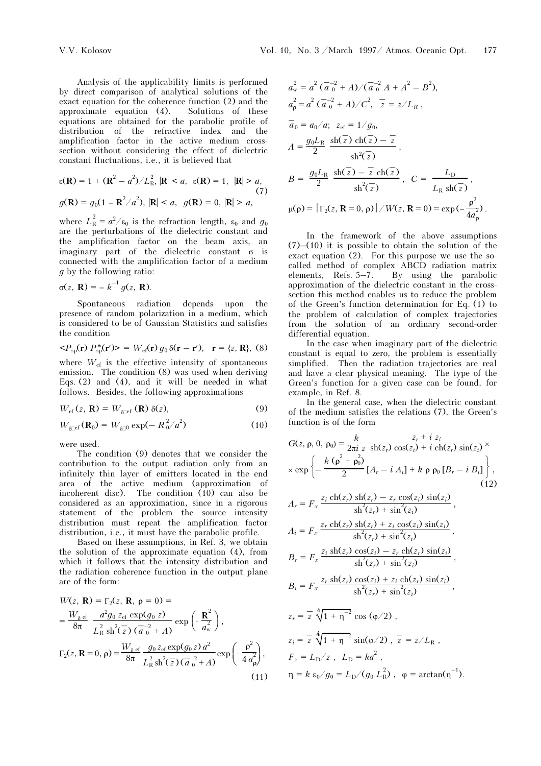Analysis of the applicability limits is performed by direct comparison of analytical solutions of the exact equation for the coherence function (2) and the approximate equation (4). Solutions of these equations are obtained for the parabolic profile of distribution of the refractive index and the amplification factor in the active medium cross-section without considering the effect of dielectric constant fluctuations, i.e., it is believed that

$$\varepsilon(\mathbf{R}) = 1 + (\mathbf{R}^2 - a^2)/L_\mathrm{R}^2,\ |\mathbf{R}| < a,\ \ \varepsilon(\mathbf{R}) = 1,\ \ |\mathbf{R}| > a,$$
$$g(\mathbf{R}) = g_0(1 - \mathbf{R}^2/a^2),\ |\mathbf{R}| < a,\ \ g(\mathbf{R}) = 0,\ |\mathbf{R}| > a, \tag{7}$$

where $L_\mathrm{R}^2 = a^2/\varepsilon_0$ is the refraction length, $\varepsilon_0$ and $g_0$ are the perturbations of the dielectric constant and the amplification factor on the beam axis, an imaginary part of the dielectric constant $\sigma$ is connected with the amplification factor of a medium $g$ by the following ratio:

$$\sigma(z,\ \mathbf{R}) = -\,k^{-1}\, g(z,\ \mathbf{R}).$$

Spontaneous radiation depends upon the presence of random polarization in a medium, which is considered to be of Gaussian Statistics and satisfies the condition

$$\langle P_\mathrm{sp}(\mathbf{r})\, P^*_\mathrm{sp}(\mathbf{r}')\rangle = W_\mathrm{ef}(\mathbf{r})\, g_0\, \delta(\mathbf{r} - \mathbf{r}'),\quad \mathbf{r} = \{z, \mathbf{R}\}, \tag{8}$$

where $W_\mathrm{ef}$ is the effective intensity of spontaneous emission. The condition (8) was used when deriving Eqs. (2) and (4), and it will be needed in what follows. Besides, the following approximations

$$W_\mathrm{ef}(z,\ \mathbf{R}) = W_{\delta\,\mathrm{ef}}(\mathbf{R})\, \delta(z), \tag{9}$$

$$W_{\delta\,\mathrm{ef}}(\mathbf{R}_0) = W_{\delta\,0} \exp(-\,R_0^2/a^2) \tag{10}$$

were used.

The condition (9) denotes that we consider the contribution to the output radiation only from an infinitely thin layer of emitters located in the end area of the active medium (approximation of incoherent disc). The condition (10) can also be considered as an approximation, since in a rigorous statement of the problem the source intensity distribution must repeat the amplification factor distribution, i.e., it must have the parabolic profile.

Based on these assumptions, in Ref. 3, we obtain the solution of the approximate equation (4), from which it follows that the intensity distribution and the radiation coherence function in the output plane are of the form:

$$W(z,\ \mathbf{R}) = \Gamma_2(z,\ \mathbf{R},\ \rho = 0) = \frac{W_{\delta\,\mathrm{ef}}}{8\pi}\ \frac{a^2 g_0\, z_\mathrm{ef} \exp(g_0\, z)}{L_\mathrm{R}^2\, \mathrm{sh}^2(\bar z)\, (\bar a_0^{-2} + A)} \exp\left(-\frac{\mathbf{R}^2}{a_\mathrm{w}^2}\right),$$

$$\Gamma_2(z,\ \mathbf{R} = 0,\ \rho) = \frac{W_{\delta\,\mathrm{ef}}}{8\pi}\ \frac{g_0\, z_\mathrm{ef} \exp(g_0\, z)\, a^2}{L_\mathrm{R}^2\, \mathrm{sh}^2(\bar z)\, (\bar a_0^{-2} + A)} \exp\left(-\frac{\rho^2}{4\, a_\rho^2}\right), \tag{11}$$

$$a_\mathrm{w}^2 = a^2\, (\bar a_0^{-2} + A)/(\bar a_0^{-2} A + A^2 - B^2),$$

$$a_\rho^2 = a^2\, (\bar a_0^{-2} + A)/C^2,\quad \bar z = z/L_R\,,$$

$$\bar a_0 = a_0/a;\quad z_\mathrm{ef} = 1/g_0,$$

$$A = \frac{g_0 L_\mathrm{R}}{2}\ \frac{\mathrm{sh}(\bar z)\ \mathrm{ch}(\bar z) - \bar z}{\mathrm{sh}^2(\bar z)}\,,$$

$$B = \frac{g_0 L_\mathrm{R}}{2}\ \frac{\mathrm{sh}(\bar z) - \bar z\ \mathrm{ch}(\bar z)}{\mathrm{sh}^2(\bar z)}\,,\quad C = \frac{L_\mathrm{D}}{L_\mathrm{R}\ \mathrm{sh}(\bar z)}\,,$$

$$\mu(\rho) = \left|\Gamma_2(z,\ \mathbf{R} = 0,\ \rho)\right|/W(z,\ \mathbf{R} = 0) = \exp\left(-\frac{\rho^2}{4 a_\rho^2}\right).$$

In the framework of the above assumptions (7)–(10) it is possible to obtain the solution of the exact equation (2). For this purpose we use the so-called method of complex ABCD radiation matrix elements, Refs. 5–7. By using the parabolic approximation of the dielectric constant in the cross-section this method enables us to reduce the problem of the Green's function determination for Eq. (1) to the problem of calculation of complex trajectories from the solution of an ordinary second-order differential equation.

In the case when imaginary part of the dielectric constant is equal to zero, the problem is essentially simplified. Then the radiation trajectories are real and have a clear physical meaning. The type of the Green's function for a given case can be found, for example, in Ref. 8.

In the general case, when the dielectric constant of the medium satisfies the relations (7), the Green's function is of the form

$$G(z,\ \rho,\ 0,\ \rho_0) = \frac{k}{2\pi i\ z}\ \frac{z_r + i\ z_i}{\mathrm{sh}(z_r)\ \cos(z_i) + i\ \mathrm{ch}(z_r)\ \sin(z_i)} \times \exp\left\{-\ \frac{k\ (\rho^2 + \rho_0^2)}{2}\ [A_r - i\ A_i] + k\ \rho\ \rho_0\ [B_r - i\ B_i]\right\}, \tag{12}$$

$$A_r = F_x\ \frac{z_i\ \mathrm{ch}(z_r)\ \mathrm{sh}(z_r) - z_r\ \cos(z_i)\ \sin(z_i)}{\mathrm{sh}^2(z_r) + \sin^2(z_i)}\,,$$

$$A_i = F_x\ \frac{z_r\ \mathrm{ch}(z_r)\ \mathrm{sh}(z_r) + z_i\ \cos(z_i)\ \sin(z_i)}{\mathrm{sh}^2(z_r) + \sin^2(z_i)}\,,$$

$$B_r = F_x\ \frac{z_i\ \mathrm{sh}(z_r)\ \cos(z_i) - z_r\ \mathrm{ch}(z_r)\ \sin(z_i)}{\mathrm{sh}^2(z_r) + \sin^2(z_i)}\,,$$

$$B_i = F_x\ \frac{z_r\ \mathrm{sh}(z_r)\ \cos(z_i) + z_i\ \mathrm{ch}(z_r)\ \sin(z_i)}{\mathrm{sh}^2(z_r) + \sin^2(z_i)}\,,$$

$$z_r = \bar z\ \sqrt[4]{1 + \eta^{-2}}\ \cos(\varphi/2)\,,$$

$$z_i = \bar z\ \sqrt[4]{1 + \eta^{-2}}\ \sin(\varphi/2)\,,\quad \bar z = z/L_\mathrm{R}\,,$$

$$F_x = L_\mathrm{D}/z\,,\quad L_\mathrm{D} = ka^2\,,$$

$$\eta = k\ \varepsilon_0/g_0 = L_\mathrm{D}/(g_0\ L_\mathrm{R}^2)\,,\quad \varphi = \arctan(\eta^{-1}).$$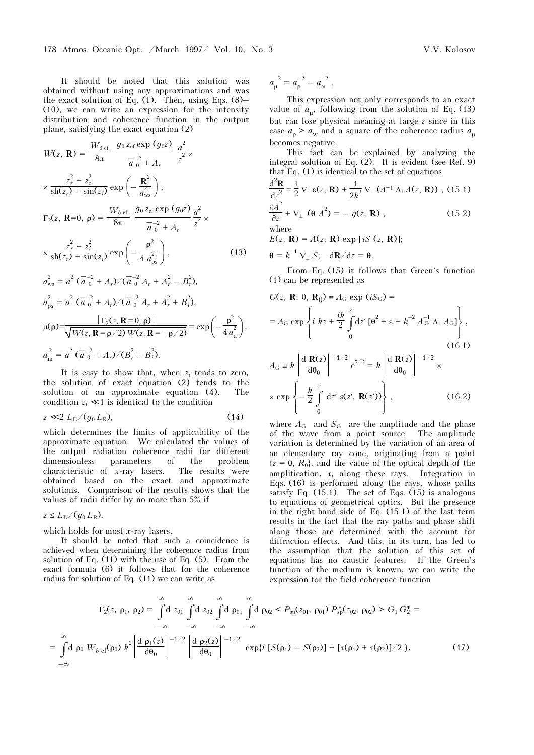It should be noted that this solution was obtained without using any approximations and was the exact solution of Eq. (1). Then, using Eqs. (8)–(10), we can write an expression for the intensity distribution and coherence function in the output plane, satisfying the exact equation (2)

$$W(z, \mathbf{R}) = \frac{W_{\delta\,\mathrm{ef}}}{8\pi} \frac{g_0 z_{\mathrm{ef}} \exp(g_0 z)}{\bar{a}_0^{-2} + A_r} \frac{a^2}{z^2} \times$$

$$\times \frac{z_r^2 + z_i^2}{\mathrm{sh}(z_r) + \sin(z_i)} \exp\left(-\frac{\mathbf{R}^2}{a_{\mathrm{ws}}^2}\right),$$

$$\Gamma_2(z, \mathbf{R}{=}0, \rho) = \frac{W_{\delta\,\mathrm{ef}}}{8\pi} \frac{g_0 z_{\mathrm{ef}} \exp(g_0 z)}{\bar{a}_0^{-2} + A_r} \frac{a^2}{z^2} \times$$

$$\times \frac{z_r^2 + z_i^2}{\mathrm{sh}(z_r) + \sin(z_i)} \exp\left(-\frac{\rho^2}{4\, a_{\rho s}^2}\right), \qquad (13)$$

$$a_{\mathrm{ws}}^2 = a^2\,(\bar{a}_0^{-2} + A_r)/(\bar{a}_0^{-2} A_r + A_r^2 - B_r^2),$$

$$a_{\rho s}^2 = a^2\,(\bar{a}_0^{-2} + A_r)/(\bar{a}_0^{-2} A_r + A_r^2 + B_i^2),$$

$$\mu(\rho) = \frac{|\Gamma_2(z, \mathbf{R}=0, \rho)|}{\sqrt{W(z, \mathbf{R}=\rho/2)\, W(z, \mathbf{R}=-\rho/2)}} = \exp\left(-\frac{\rho^2}{4\, a_\mu^2}\right),$$

$$a_{\mathrm{m}}^2 = a^2\,(\bar{a}_0^{-2} + A_r)/(B_r^2 + B_i^2).$$

It is easy to show that, when $z_i$ tends to zero, the solution of exact equation (2) tends to the solution of an approximate equation (4). The condition $z_i \ll 1$ is identical to the condition

$$z \ll 2\, L_{\mathrm{D}}/(g_0 L_{\mathrm{R}}), \qquad (14)$$

which determines the limits of applicability of the approximate equation. We calculated the values of the output radiation coherence radii for different dimensionless parameters of the problem characteristic of $x$-ray lasers. The results were obtained based on the exact and approximate solutions. Comparison of the results shows that the values of radii differ by no more than 5% if

$$z \le L_{\mathrm{D}}/(g_0 L_{\mathrm{R}}),$$

which holds for most $x$-ray lasers.

It should be noted that such a coincidence is achieved when determining the coherence radius from solution of Eq. (11) with the use of Eq. (5). From the exact formula (6) it follows that for the coherence radius for solution of Eq. (11) we can write as

$$a_\mu^{-2} = a_\rho^{-2} - a_\omega^{-2}.$$

This expression not only corresponds to an exact value of $a_\mu$, following from the solution of Eq. (13) but can lose physical meaning at large $z$ since in this case $a_\rho > a_{\mathrm{w}}$ and a square of the coherence radius $a_\mu$ becomes negative.

This fact can be explained by analyzing the integral solution of Eq. (2). It is evident (see Ref. 9) that Eq. (1) is identical to the set of equations

$$\frac{\mathrm{d}^2\mathbf{R}}{\mathrm{d}z^2} = \frac{1}{2}\nabla_\perp \varepsilon(z, \mathbf{R}) + \frac{1}{2k^2}\nabla_\perp (A^{-1}\Delta_\perp A(z, \mathbf{R}))\,, \qquad (15.1)$$

$$\frac{\partial A^2}{\partial z} + \nabla_\perp (\theta A^2) = -\,g(z, \mathbf{R})\,, \qquad (15.2)$$

where

$$E(z, \mathbf{R}) = A(z, \mathbf{R}) \exp[iS(z, \mathbf{R})];$$

$$\theta = k^{-1}\nabla_\perp S; \quad \mathrm{d}\mathbf{R}/\mathrm{d}z = \theta.$$

From Eq. (15) it follows that Green's function (1) can be represented as

$$G(z, \mathbf{R}; 0, \mathbf{R}_0) \equiv A_{\mathrm{G}} \exp(iS_{\mathrm{G}}) =$$

$$= A_{\mathrm{G}} \exp\left\{ i\,kz + \frac{ik}{2}\int_0^z \mathrm{d}z'\,[\theta^2 + \varepsilon + k^{-2} A_{\mathrm{G}}^{-1}\Delta_\perp A_{\mathrm{G}}]\right\}, \qquad (16.1)$$

$$A_{\mathrm{G}} \equiv k\left|\frac{\mathrm{d}\,\mathbf{R}(z)}{\mathrm{d}\theta_0}\right|^{-1/2} \mathrm{e}^{\tau/2} = k\left|\frac{\mathrm{d}\,\mathbf{R}(z)}{\mathrm{d}\theta_0}\right|^{-1/2} \times$$

$$\times \exp\left\{-\frac{k}{2}\int_0^z \mathrm{d}z'\; s(z', \mathbf{R}(z'))\right\}, \qquad (16.2)$$

where $A_{\mathrm{G}}$ and $S_{\mathrm{G}}$ are the amplitude and the phase of the wave from a point source. The amplitude variation is determined by the variation of an area of an elementary ray cone, originating from a point $\{z = 0, R_0\}$, and the value of the optical depth of the amplification, $\tau$, along these rays. Integration in Eqs. (16) is performed along the rays, whose paths satisfy Eq. (15.1). The set of Eqs. (15) is analogous to equations of geometrical optics. But the presence in the right-hand side of Eq. (15.1) of the last term results in the fact that the ray paths and phase shift along those are determined with the account for diffraction effects. And this, in its turn, has led to the assumption that the solution of this set of equations has no caustic features. If the Green's function of the medium is known, we can write the expression for the field coherence function

$$\Gamma_2(z, \rho_1, \rho_2) = \int_{-\infty}^{\infty}\mathrm{d}\,z_{01}\int_{-\infty}^{\infty}\mathrm{d}\,z_{02}\int_{-\infty}^{\infty}\mathrm{d}\,\rho_{01}\int_{-\infty}^{\infty}\mathrm{d}\,\rho_{02} < P_{\mathrm{sp}}(z_{01}, \rho_{01})\, P_{\mathrm{sp}}^*(z_{02}, \rho_{02}) > G_1\, G_2^* =$$

$$= \int_{-\infty}^{\infty}\mathrm{d}\,\rho_0\; W_{\delta\,\mathrm{ef}}(\rho_0)\; k^2\left|\frac{\mathrm{d}\,\rho_1(z)}{\mathrm{d}\theta_0}\right|^{-1/2}\left|\frac{\mathrm{d}\,\rho_2(z)}{\mathrm{d}\theta_0}\right|^{-1/2} \exp\{i\,[S(\rho_1) - S(\rho_2)] + [\tau(\rho_1) + \tau(\rho_2)]/2\}. \qquad (17)$$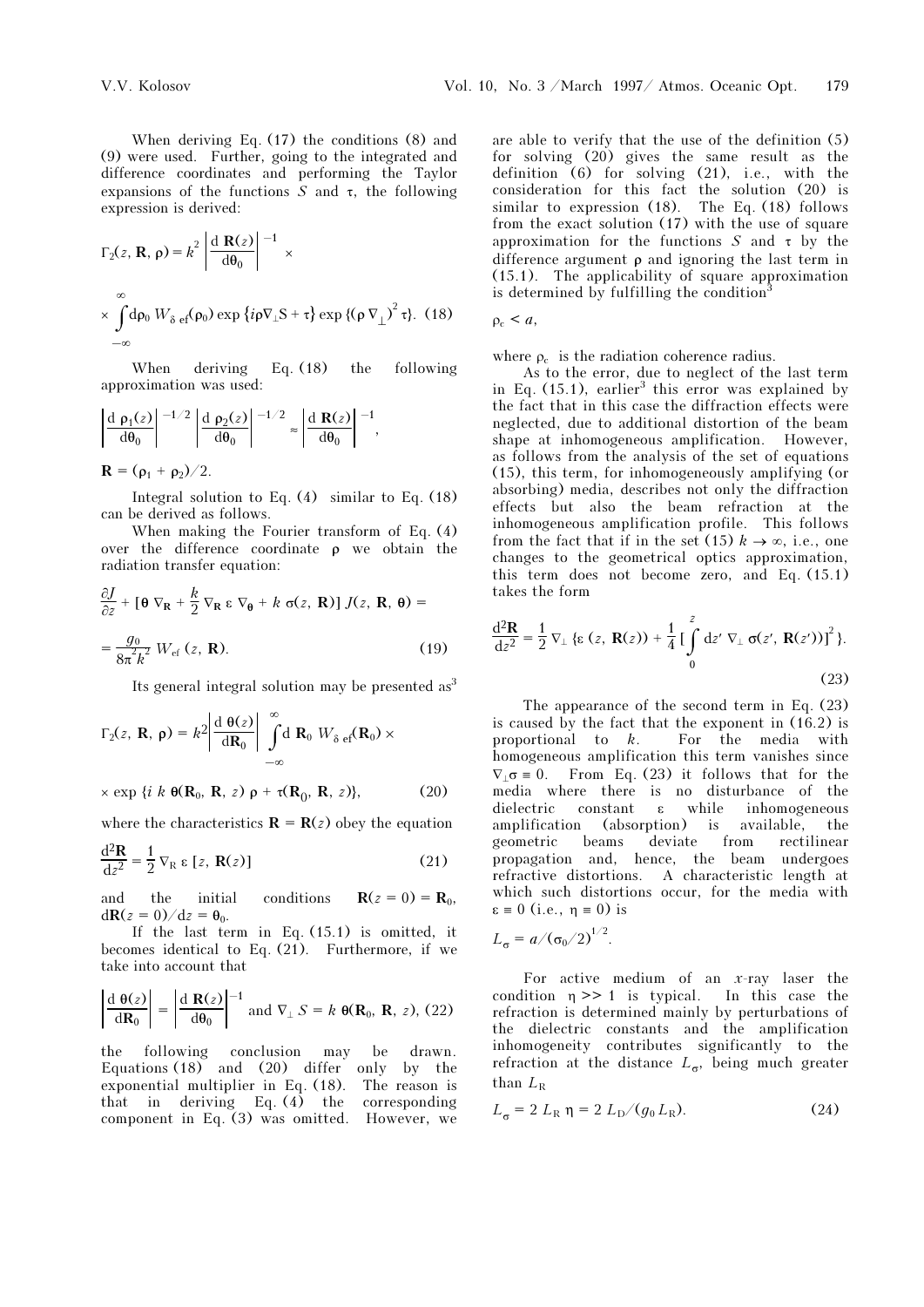When deriving Eq. (17) the conditions (8) and (9) were used. Further, going to the integrated and difference coordinates and performing the Taylor expansions of the functions $S$ and $\tau$, the following expression is derived:

$$\Gamma_2(z, \mathbf{R}, \rho) = k^2 \left| \frac{\mathrm{d}\, \mathbf{R}(z)}{\mathrm{d}\theta_0} \right|^{-1} \times$$

$$\times \int_{-\infty}^{\infty} \mathrm{d}\rho_0\, W_{\delta\ \mathrm{ef}}(\rho_0) \exp\{i\rho\nabla_\perp S + \tau\} \exp\{(\rho\, \nabla_\perp)^2\, \tau\}. \quad (18)$$

When deriving Eq. (18) the following approximation was used:

$$\left| \frac{\mathrm{d}\, \rho_1(z)}{\mathrm{d}\theta_0} \right|^{-1/2} \left| \frac{\mathrm{d}\, \rho_2(z)}{\mathrm{d}\theta_0} \right|^{-1/2} \approx \left| \frac{\mathrm{d}\, \mathbf{R}(z)}{\mathrm{d}\theta_0} \right|^{-1},$$

$$\mathbf{R} = (\rho_1 + \rho_2)/2.$$

Integral solution to Eq. (4) similar to Eq. (18) can be derived as follows.

When making the Fourier transform of Eq. (4) over the difference coordinate $\rho$ we obtain the radiation transfer equation:

$$\frac{\partial J}{\partial z} + [\theta\, \nabla_{\mathbf{R}} + \frac{k}{2}\, \nabla_{\mathbf{R}}\, \varepsilon\, \nabla_{\theta} + k\, \sigma(z, \mathbf{R})]\, J(z, \mathbf{R}, \theta) =$$

$$= \frac{g_0}{8\pi^2 k^2}\, W_{\mathrm{ef}}\,(z, \mathbf{R}). \quad (19)$$

Its general integral solution may be presented as[3]

$$\Gamma_2(z, \mathbf{R}, \rho) = k^2 \left| \frac{\mathrm{d}\, \theta(z)}{\mathrm{d}\mathbf{R}_0} \right| \int_{-\infty}^{\infty} \mathrm{d}\, \mathbf{R}_0\, W_{\delta\ \mathrm{ef}}(\mathbf{R}_0) \times$$

$$\times \exp\{i\, k\, \theta(\mathbf{R}_0, \mathbf{R}, z)\, \rho + \tau(\mathbf{R}_0, \mathbf{R}, z)\}, \quad (20)$$

where the characteristics $\mathbf{R} = \mathbf{R}(z)$ obey the equation

$$\frac{\mathrm{d}^2\mathbf{R}}{\mathrm{d}z^2} = \frac{1}{2}\, \nabla_{\mathrm{R}}\, \varepsilon\, [z, \mathbf{R}(z)] \quad (21)$$

and the initial conditions $\mathbf{R}(z = 0) = \mathbf{R}_0$, $\mathrm{d}\mathbf{R}(z = 0)/\mathrm{d}z = \theta_0$.

If the last term in Eq. (15.1) is omitted, it becomes identical to Eq. (21). Furthermore, if we take into account that

$$\left| \frac{\mathrm{d}\, \theta(z)}{\mathrm{d}\mathbf{R}_0} \right| = \left| \frac{\mathrm{d}\, \mathbf{R}(z)}{\mathrm{d}\theta_0} \right|^{-1} \text{ and } \nabla_\perp\, S = k\, \theta(\mathbf{R}_0, \mathbf{R}, z), \quad (22)$$

the following conclusion may be drawn. Equations (18) and (20) differ only by the exponential multiplier in Eq. (18). The reason is that in deriving Eq. (4) the corresponding component in Eq. (3) was omitted. However, we are able to verify that the use of the definition (5) for solving (20) gives the same result as the definition (6) for solving (21), i.e., with the consideration for this fact the solution (20) is similar to expression (18). The Eq. (18) follows from the exact solution (17) with the use of square approximation for the functions $S$ and $\tau$ by the difference argument $\rho$ and ignoring the last term in (15.1). The applicability of square approximation is determined by fulfilling the condition[3]

$$\rho_c < a,$$

where $\rho_c$ is the radiation coherence radius.

As to the error, due to neglect of the last term in Eq. (15.1), earlier[3] this error was explained by the fact that in this case the diffraction effects were neglected, due to additional distortion of the beam shape at inhomogeneous amplification. However, as follows from the analysis of the set of equations (15), this term, for inhomogeneously amplifying (or absorbing) media, describes not only the diffraction effects but also the beam refraction at the inhomogeneous amplification profile. This follows from the fact that if in the set (15) $k \to \infty$, i.e., one changes to the geometrical optics approximation, this term does not become zero, and Eq. (15.1) takes the form

$$\frac{\mathrm{d}^2\mathbf{R}}{\mathrm{d}z^2} = \frac{1}{2}\, \nabla_\perp\, \{\varepsilon\,(z, \mathbf{R}(z)) + \frac{1}{4}\, [\int_0^z \mathrm{d}z'\, \nabla_\perp\, \sigma(z', \mathbf{R}(z'))]^2\}. \quad (23)$$

The appearance of the second term in Eq. (23) is caused by the fact that the exponent in (16.2) is proportional to $k$. For the media with homogeneous amplification this term vanishes since $\nabla_\perp \sigma \equiv 0$. From Eq. (23) it follows that for the media where there is no disturbance of the dielectric constant $\varepsilon$ while inhomogeneous amplification (absorption) is available, the geometric beams deviate from rectilinear propagation and, hence, the beam undergoes refractive distortions. A characteristic length at which such distortions occur, for the media with $\varepsilon \equiv 0$ (i.e., $\eta \equiv 0$) is

$$L_\sigma = a/(\sigma_0/2)^{1/2}.$$

For active medium of an $x$-ray laser the condition $\eta >> 1$ is typical. In this case the refraction is determined mainly by perturbations of the dielectric constants and the amplification inhomogeneity contributes significantly to the refraction at the distance $L_\sigma$, being much greater than $L_{\mathrm{R}}$

$$L_\sigma = 2\, L_{\mathrm{R}}\, \eta = 2\, L_{\mathrm{D}}/(g_0\, L_{\mathrm{R}}). \quad (24)$$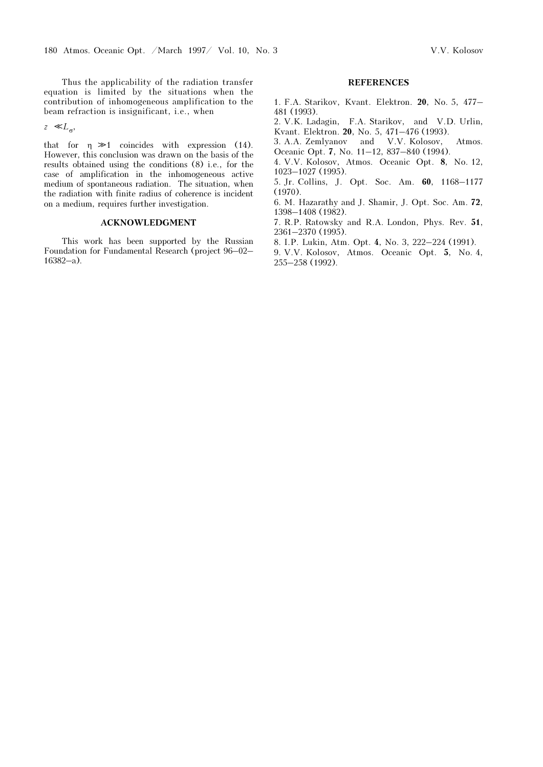Thus the applicability of the radiation transfer equation is limited by the situations when the contribution of inhomogeneous amplification to the beam refraction is insignificant, i.e., when

$$z \ll L_{\sigma},$$

that for $\eta \gg 1$ coincides with expression (14). However, this conclusion was drawn on the basis of the results obtained using the conditions (8) i.e., for the case of amplification in the inhomogeneous active medium of spontaneous radiation. The situation, when the radiation with finite radius of coherence is incident on a medium, requires further investigation.

## ACKNOWLEDGMENT

This work has been supported by the Russian Foundation for Fundamental Research (project 96–02–16382–a).

## REFERENCES

1. F.A. Starikov, Kvant. Elektron. **20**, No. 5, 477–481 (1993).
2. V.K. Ladagin, F.A. Starikov, and V.D. Urlin, Kvant. Elektron. **20**, No. 5, 471–476 (1993).
3. A.A. Zemlyanov and V.V. Kolosov, Atmos. Oceanic Opt. **7**, No. 11–12, 837–840 (1994).
4. V.V. Kolosov, Atmos. Oceanic Opt. **8**, No. 12, 1023–1027 (1995).
5. Jr. Collins, J. Opt. Soc. Am. **60**, 1168–1177 (1970).
6. M. Hazarathy and J. Shamir, J. Opt. Soc. Am. **72**, 1398–1408 (1982).
7. R.P. Ratowsky and R.A. London, Phys. Rev. **51**, 2361–2370 (1995).
8. I.P. Lukin, Atm. Opt. **4**, No. 3, 222–224 (1991).
9. V.V. Kolosov, Atmos. Oceanic Opt. **5**, No. 4, 255–258 (1992).